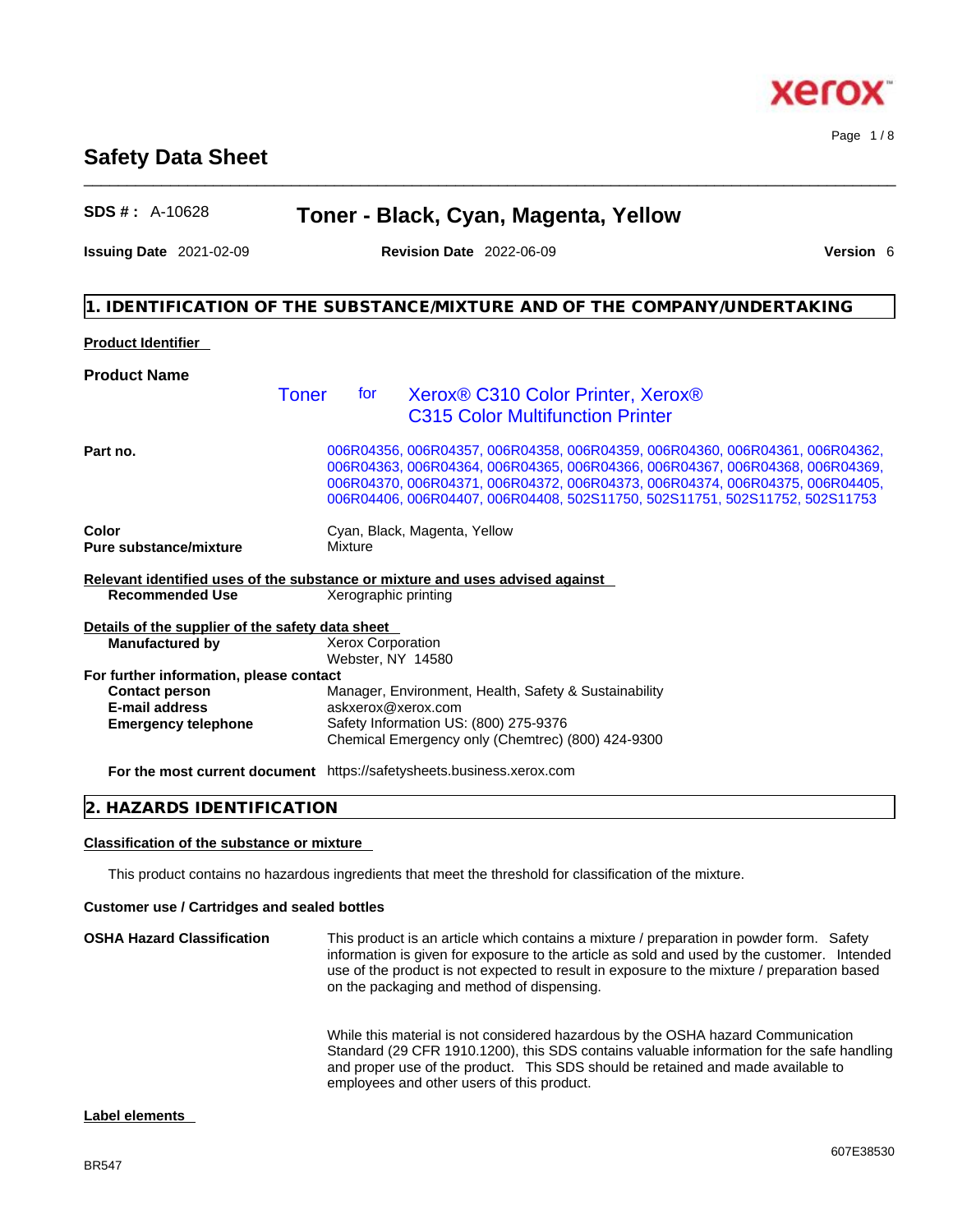# Safety Data Sheet

**SDS # :** A-10628 **Toner - Black, Cyan, Magenta, Yellow**

**Issuing Date** 2021-02-09 **Revision Date** 2022-06-09 **Version** 6

## 1. IDENTIFICATION OF THE SUBSTANCE/MIXTURE AND OF THE COMPANY/UNDERTAKING

**Product Identifier**

**Product Name**

Toner for Xerox® C310 Color Printer, Xerox® C315 Color Multifunction Printer

**Part no.** 006R04356, 006R04357, 006R04358, 006R04359, 006R04360, 006R04361, 006R04362, 006R04363, 006R04364, 006R04365, 006R04366, 006R04367, 006R04368, 006R04369, 006R04370, 006R04371, 006R04372, 006R04373, 006R04374, 006R04375, 006R04405, 006R04406, 006R04407, 006R04408, 502S11750, 502S11751, 502S11752, 502S11753

**Color** Cyan, Black, Magenta, Yellow
**Pure substance/mixture** Mixture

**Relevant identified uses of the substance or mixture and uses advised against**
**Recommended Use** Xerographic printing

**Details of the supplier of the safety data sheet**
**Manufactured by** Xerox Corporation
Webster, NY 14580

**For further information, please contact**
**Contact person** Manager, Environment, Health, Safety & Sustainability
**E-mail address** askxerox@xerox.com
**Emergency telephone** Safety Information US: (800) 275-9376
Chemical Emergency only (Chemtrec) (800) 424-9300

**For the most current document** https://safetysheets.business.xerox.com

## 2. HAZARDS IDENTIFICATION

**Classification of the substance or mixture**

This product contains no hazardous ingredients that meet the threshold for classification of the mixture.

**Customer use / Cartridges and sealed bottles**

**OSHA Hazard Classification** This product is an article which contains a mixture / preparation in powder form. Safety information is given for exposure to the article as sold and used by the customer. Intended use of the product is not expected to result in exposure to the mixture / preparation based on the packaging and method of dispensing.

While this material is not considered hazardous by the OSHA hazard Communication Standard (29 CFR 1910.1200), this SDS contains valuable information for the safe handling and proper use of the product. This SDS should be retained and made available to employees and other users of this product.

**Label elements**

BR547 607E38530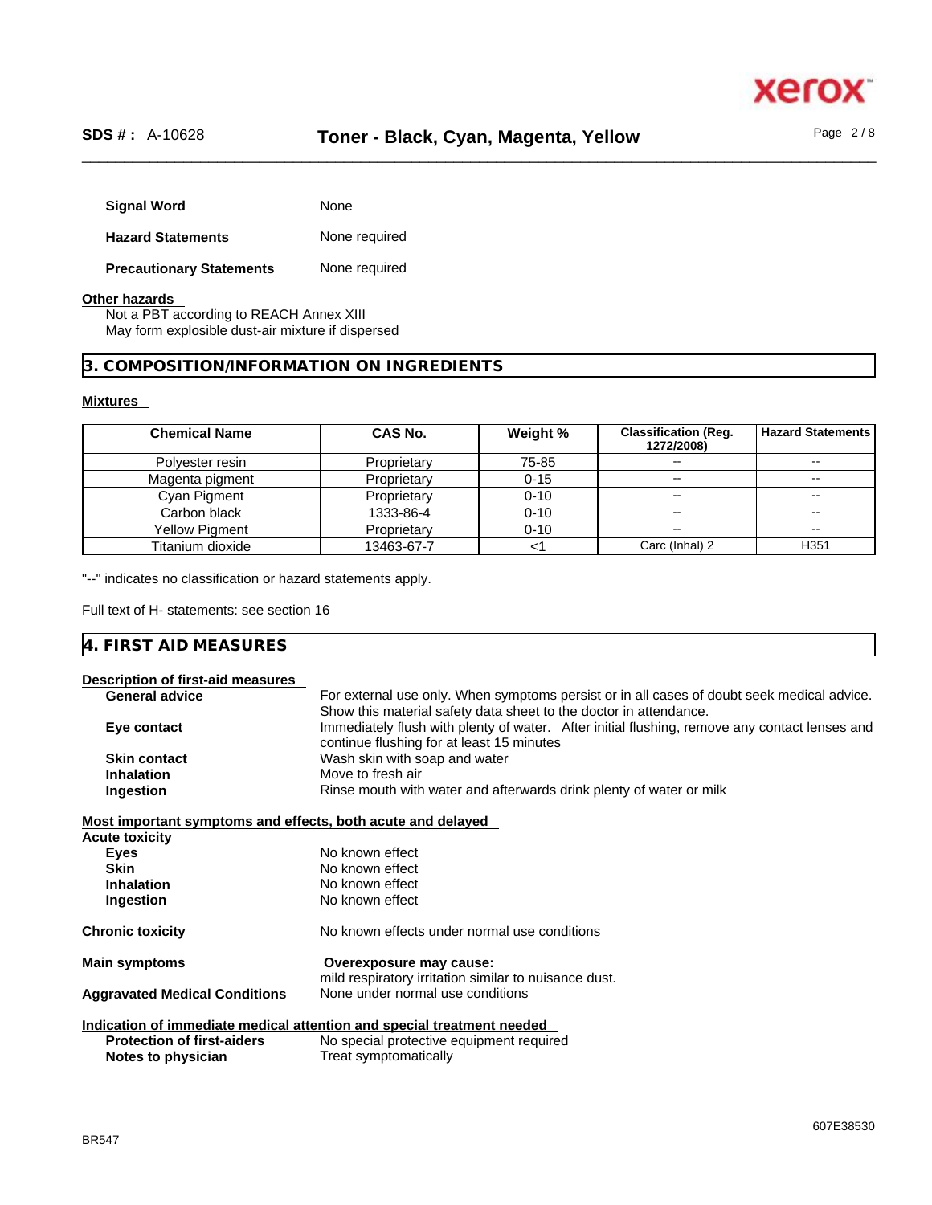**Signal Word** None

**Hazard Statements** None required

**Precautionary Statements** None required

**Other hazards**

Not a PBT according to REACH Annex XIII
May form explosible dust-air mixture if dispersed

## 3. COMPOSITION/INFORMATION ON INGREDIENTS

**Mixtures**

| Chemical Name | CAS No. | Weight % | Classification (Reg. 1272/2008) | Hazard Statements |
|---|---|---|---|---|
| Polyester resin | Proprietary | 75-85 | -- | -- |
| Magenta pigment | Proprietary | 0-15 | -- | -- |
| Cyan Pigment | Proprietary | 0-10 | -- | -- |
| Carbon black | 1333-86-4 | 0-10 | -- | -- |
| Yellow Pigment | Proprietary | 0-10 | -- | -- |
| Titanium dioxide | 13463-67-7 | <1 | Carc (Inhal) 2 | H351 |

"--" indicates no classification or hazard statements apply.

Full text of H- statements: see section 16

## 4. FIRST AID MEASURES

**Description of first-aid measures**

**General advice** For external use only. When symptoms persist or in all cases of doubt seek medical advice. Show this material safety data sheet to the doctor in attendance.

**Eye contact** Immediately flush with plenty of water. After initial flushing, remove any contact lenses and continue flushing for at least 15 minutes

**Skin contact** Wash skin with soap and water

**Inhalation** Move to fresh air

**Ingestion** Rinse mouth with water and afterwards drink plenty of water or milk

**Most important symptoms and effects, both acute and delayed**

**Acute toxicity**

**Eyes** No known effect

**Skin** No known effect

**Inhalation** No known effect

**Ingestion** No known effect

**Chronic toxicity** No known effects under normal use conditions

**Main symptoms** **Overexposure may cause:**
mild respiratory irritation similar to nuisance dust.

**Aggravated Medical Conditions** None under normal use conditions

**Indication of immediate medical attention and special treatment needed**

**Protection of first-aiders** No special protective equipment required

**Notes to physician** Treat symptomatically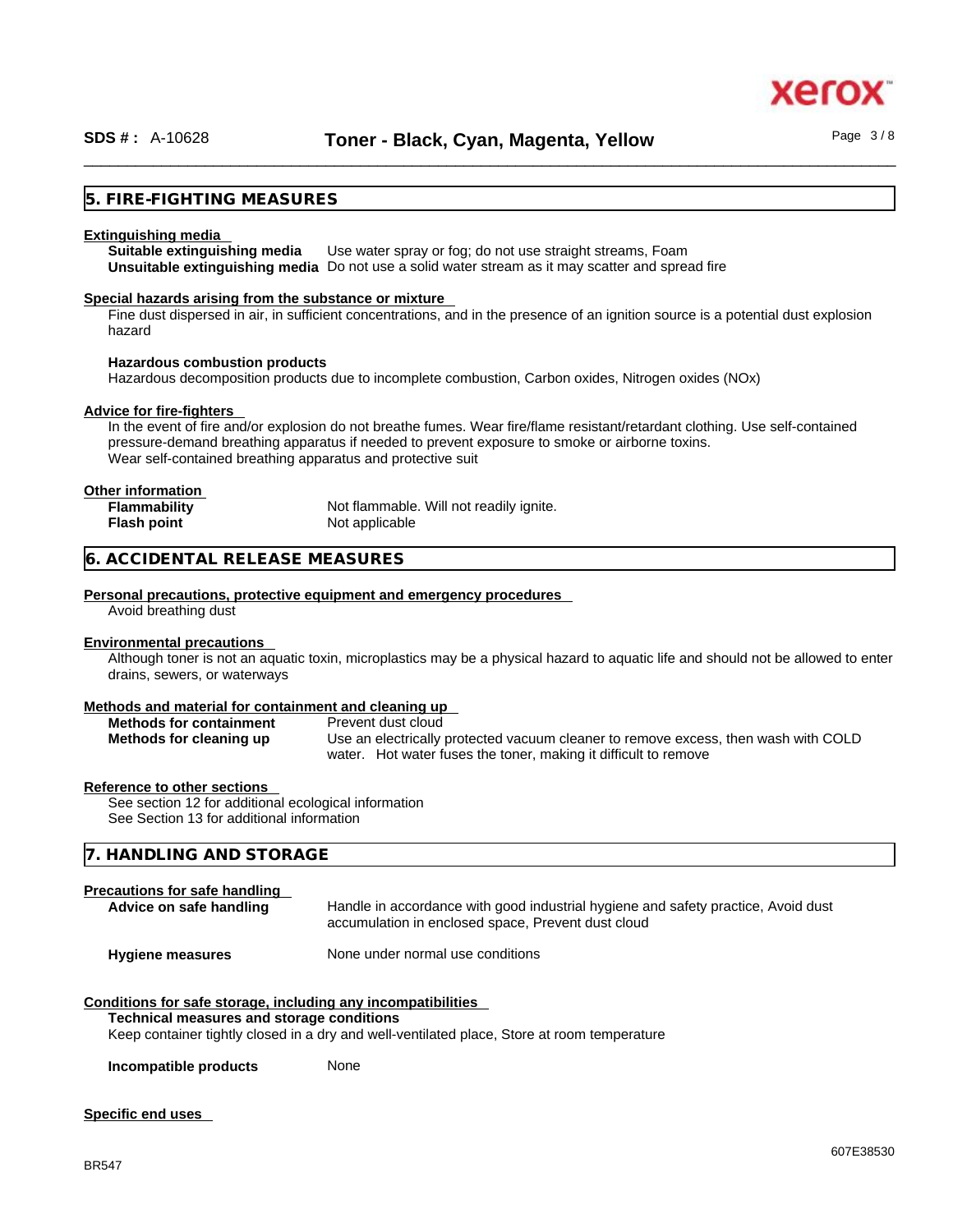## 5. FIRE-FIGHTING MEASURES

**Extinguishing media**

**Suitable extinguishing media** Use water spray or fog; do not use straight streams, Foam

**Unsuitable extinguishing media** Do not use a solid water stream as it may scatter and spread fire

**Special hazards arising from the substance or mixture**

Fine dust dispersed in air, in sufficient concentrations, and in the presence of an ignition source is a potential dust explosion hazard

**Hazardous combustion products**

Hazardous decomposition products due to incomplete combustion, Carbon oxides, Nitrogen oxides (NOx)

**Advice for fire-fighters**

In the event of fire and/or explosion do not breathe fumes. Wear fire/flame resistant/retardant clothing. Use self-contained pressure-demand breathing apparatus if needed to prevent exposure to smoke or airborne toxins.
Wear self-contained breathing apparatus and protective suit

**Other information**

**Flammability** Not flammable. Will not readily ignite.

**Flash point** Not applicable

## 6. ACCIDENTAL RELEASE MEASURES

**Personal precautions, protective equipment and emergency procedures**

Avoid breathing dust

**Environmental precautions**

Although toner is not an aquatic toxin, microplastics may be a physical hazard to aquatic life and should not be allowed to enter drains, sewers, or waterways

**Methods and material for containment and cleaning up**

**Methods for containment** Prevent dust cloud

**Methods for cleaning up** Use an electrically protected vacuum cleaner to remove excess, then wash with COLD water. Hot water fuses the toner, making it difficult to remove

**Reference to other sections**

See section 12 for additional ecological information
See Section 13 for additional information

## 7. HANDLING AND STORAGE

**Precautions for safe handling**

**Advice on safe handling** Handle in accordance with good industrial hygiene and safety practice, Avoid dust accumulation in enclosed space, Prevent dust cloud

**Hygiene measures** None under normal use conditions

**Conditions for safe storage, including any incompatibilities**

**Technical measures and storage conditions**

Keep container tightly closed in a dry and well-ventilated place, Store at room temperature

**Incompatible products** None

**Specific end uses**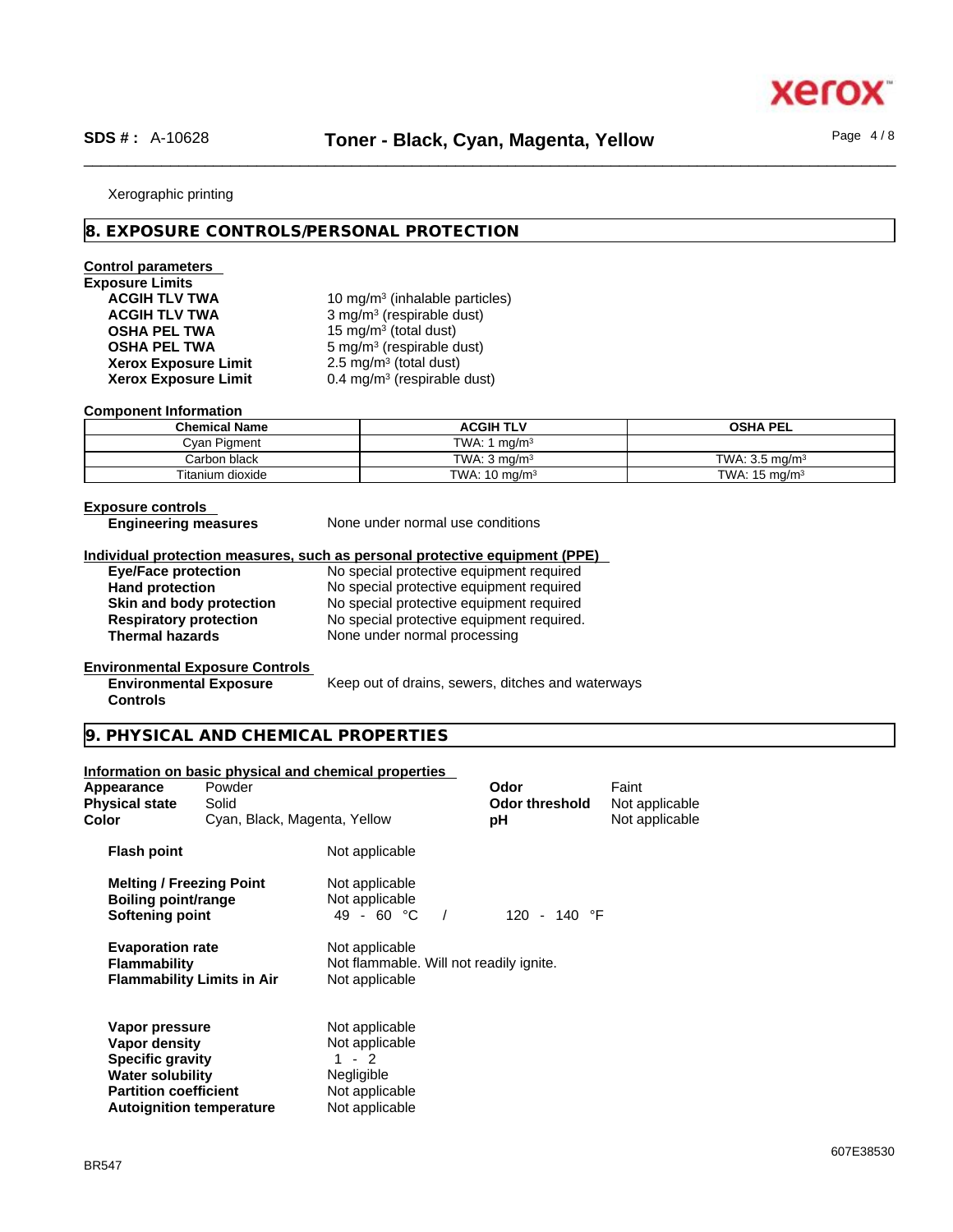Xerographic printing

## 8. EXPOSURE CONTROLS/PERSONAL PROTECTION

**Control parameters**

**Exposure Limits**

| | |
|---|---|
| **ACGIH TLV TWA** | 10 $mg/m^3$ (inhalable particles) |
| **ACGIH TLV TWA** | 3 $mg/m^3$ (respirable dust) |
| **OSHA PEL TWA** | 15 $mg/m^3$ (total dust) |
| **OSHA PEL TWA** | 5 $mg/m^3$ (respirable dust) |
| **Xerox Exposure Limit** | 2.5 $mg/m^3$ (total dust) |
| **Xerox Exposure Limit** | 0.4 $mg/m^3$ (respirable dust) |

**Component Information**

| Chemical Name | ACGIH TLV | OSHA PEL |
|---|---|---|
| Cyan Pigment | TWA: 1 $mg/m^3$ | |
| Carbon black | TWA: 3 $mg/m^3$ | TWA: 3.5 $mg/m^3$ |
| Titanium dioxide | TWA: 10 $mg/m^3$ | TWA: 15 $mg/m^3$ |

**Exposure controls**

**Engineering measures** None under normal use conditions

**Individual protection measures, such as personal protective equipment (PPE)**

| | |
|---|---|
| **Eye/Face protection** | No special protective equipment required |
| **Hand protection** | No special protective equipment required |
| **Skin and body protection** | No special protective equipment required |
| **Respiratory protection** | No special protective equipment required. |
| **Thermal hazards** | None under normal processing |

**Environmental Exposure Controls**

**Environmental Exposure Controls** Keep out of drains, sewers, ditches and waterways

## 9. PHYSICAL AND CHEMICAL PROPERTIES

**Information on basic physical and chemical properties**

| | | | |
|---|---|---|---|
| **Appearance** | Powder | **Odor** | Faint |
| **Physical state** | Solid | **Odor threshold** | Not applicable |
| **Color** | Cyan, Black, Magenta, Yellow | **pH** | Not applicable |

| | |
|---|---|
| **Flash point** | Not applicable |
| **Melting / Freezing Point** | Not applicable |
| **Boiling point/range** | Not applicable |
| **Softening point** | 49 - 60 °C / 120 - 140 °F |
| **Evaporation rate** | Not applicable |
| **Flammability** | Not flammable. Will not readily ignite. |
| **Flammability Limits in Air** | Not applicable |
| **Vapor pressure** | Not applicable |
| **Vapor density** | Not applicable |
| **Specific gravity** | 1 - 2 |
| **Water solubility** | Negligible |
| **Partition coefficient** | Not applicable |
| **Autoignition temperature** | Not applicable |

BR547

607E38530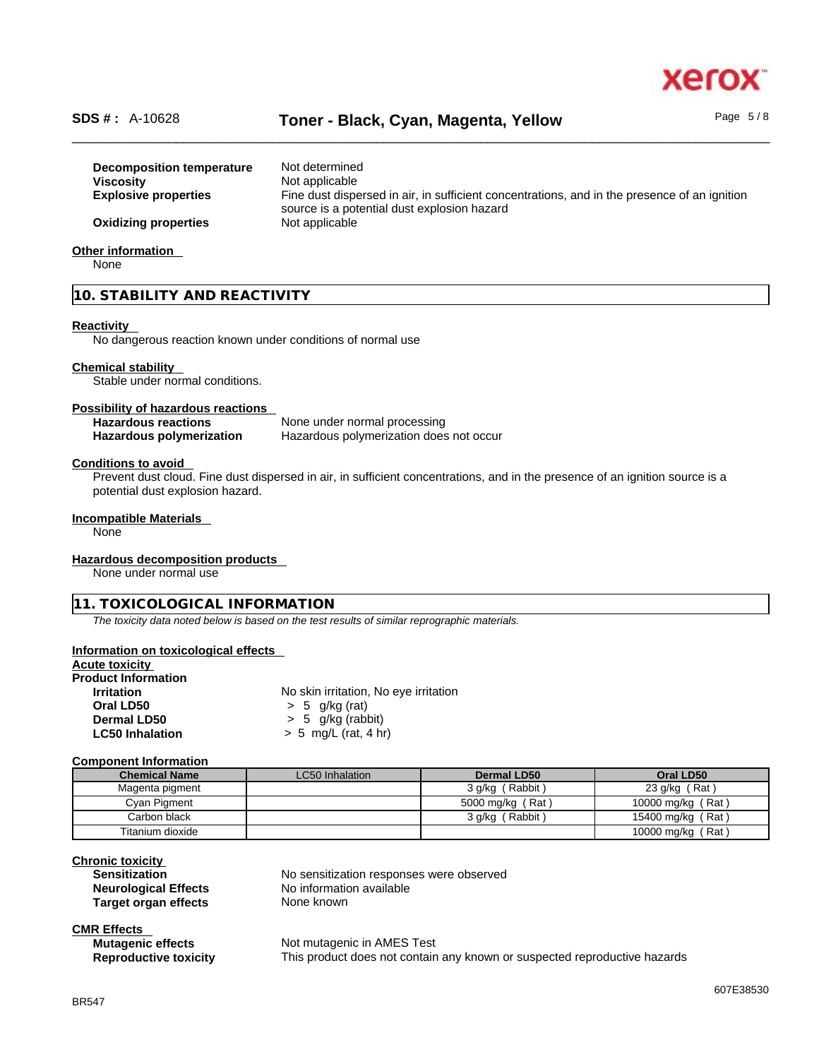| | |
|---|---|
| **Decomposition temperature** | Not determined |
| **Viscosity** | Not applicable |
| **Explosive properties** | Fine dust dispersed in air, in sufficient concentrations, and in the presence of an ignition source is a potential dust explosion hazard |
| **Oxidizing properties** | Not applicable |

**Other information**

None

## 10. STABILITY AND REACTIVITY

**Reactivity**

No dangerous reaction known under conditions of normal use

**Chemical stability**

Stable under normal conditions.

**Possibility of hazardous reactions**

| | |
|---|---|
| **Hazardous reactions** | None under normal processing |
| **Hazardous polymerization** | Hazardous polymerization does not occur |

**Conditions to avoid**

Prevent dust cloud. Fine dust dispersed in air, in sufficient concentrations, and in the presence of an ignition source is a potential dust explosion hazard.

**Incompatible Materials**

None

**Hazardous decomposition products**

None under normal use

## 11. TOXICOLOGICAL INFORMATION

*The toxicity data noted below is based on the test results of similar reprographic materials.*

**Information on toxicological effects**

**Acute toxicity**

**Product Information**

| | |
|---|---|
| **Irritation** | No skin irritation, No eye irritation |
| **Oral LD50** | > 5 g/kg (rat) |
| **Dermal LD50** | > 5 g/kg (rabbit) |
| **LC50 Inhalation** | > 5 mg/L (rat, 4 hr) |

**Component Information**

| Chemical Name | LC50 Inhalation | Dermal LD50 | Oral LD50 |
|---|---|---|---|
| Magenta pigment | | 3 g/kg ( Rabbit ) | 23 g/kg ( Rat ) |
| Cyan Pigment | | 5000 mg/kg ( Rat ) | 10000 mg/kg ( Rat ) |
| Carbon black | | 3 g/kg ( Rabbit ) | 15400 mg/kg ( Rat ) |
| Titanium dioxide | | | 10000 mg/kg ( Rat ) |

**Chronic toxicity**

| | |
|---|---|
| **Sensitization** | No sensitization responses were observed |
| **Neurological Effects** | No information available |
| **Target organ effects** | None known |

**CMR Effects**

| | |
|---|---|
| **Mutagenic effects** | Not mutagenic in AMES Test |
| **Reproductive toxicity** | This product does not contain any known or suspected reproductive hazards |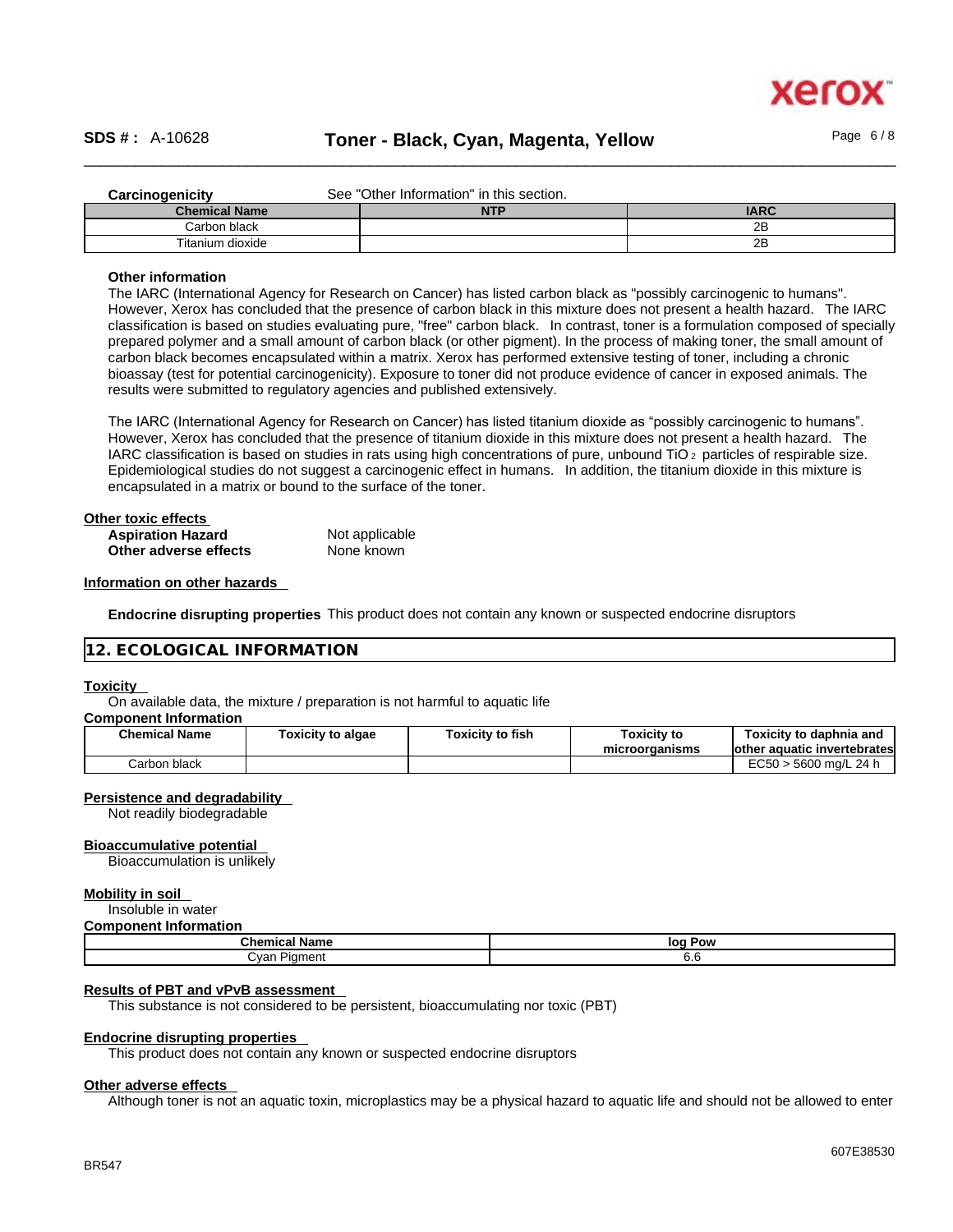**Carcinogenicity** See "Other Information" in this section.

| Chemical Name | NTP | IARC |
|---|---|---|
| Carbon black | | 2B |
| Titanium dioxide | | 2B |

**Other information**

The IARC (International Agency for Research on Cancer) has listed carbon black as "possibly carcinogenic to humans". However, Xerox has concluded that the presence of carbon black in this mixture does not present a health hazard. The IARC classification is based on studies evaluating pure, "free" carbon black. In contrast, toner is a formulation composed of specially prepared polymer and a small amount of carbon black (or other pigment). In the process of making toner, the small amount of carbon black becomes encapsulated within a matrix. Xerox has performed extensive testing of toner, including a chronic bioassay (test for potential carcinogenicity). Exposure to toner did not produce evidence of cancer in exposed animals. The results were submitted to regulatory agencies and published extensively.

The IARC (International Agency for Research on Cancer) has listed titanium dioxide as "possibly carcinogenic to humans". However, Xerox has concluded that the presence of titanium dioxide in this mixture does not present a health hazard. The IARC classification is based on studies in rats using high concentrations of pure, unbound $TiO_2$ particles of respirable size. Epidemiological studies do not suggest a carcinogenic effect in humans. In addition, the titanium dioxide in this mixture is encapsulated in a matrix or bound to the surface of the toner.

**Other toxic effects**

**Aspiration Hazard** Not applicable
**Other adverse effects** None known

**Information on other hazards**

**Endocrine disrupting properties** This product does not contain any known or suspected endocrine disruptors

## 12. ECOLOGICAL INFORMATION

**Toxicity**

On available data, the mixture / preparation is not harmful to aquatic life

**Component Information**

| Chemical Name | Toxicity to algae | Toxicity to fish | Toxicity to microorganisms | Toxicity to daphnia and other aquatic invertebrates |
|---|---|---|---|---|
| Carbon black | | | | EC50 > 5600 mg/L 24 h |

**Persistence and degradability**

Not readily biodegradable

**Bioaccumulative potential**

Bioaccumulation is unlikely

**Mobility in soil**

Insoluble in water

**Component Information**

| Chemical Name | log Pow |
|---|---|
| Cyan Pigment | 6.6 |

**Results of PBT and vPvB assessment**

This substance is not considered to be persistent, bioaccumulating nor toxic (PBT)

**Endocrine disrupting properties**

This product does not contain any known or suspected endocrine disruptors

**Other adverse effects**

Although toner is not an aquatic toxin, microplastics may be a physical hazard to aquatic life and should not be allowed to enter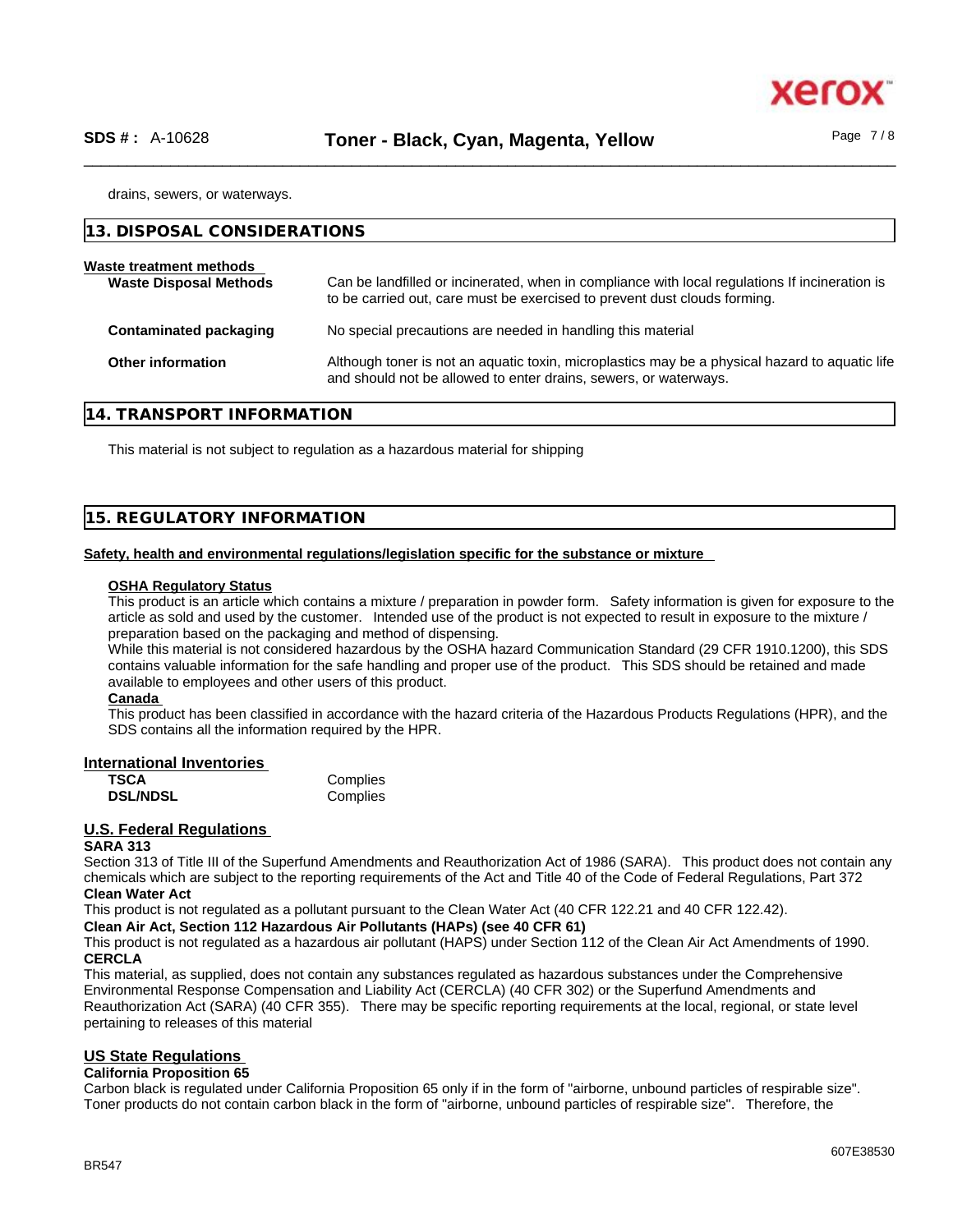drains, sewers, or waterways.

## 13. DISPOSAL CONSIDERATIONS

**Waste treatment methods**

| | |
|---|---|
| **Waste Disposal Methods** | Can be landfilled or incinerated, when in compliance with local regulations If incineration is to be carried out, care must be exercised to prevent dust clouds forming. |
| **Contaminated packaging** | No special precautions are needed in handling this material |
| **Other information** | Although toner is not an aquatic toxin, microplastics may be a physical hazard to aquatic life and should not be allowed to enter drains, sewers, or waterways. |

## 14. TRANSPORT INFORMATION

This material is not subject to regulation as a hazardous material for shipping

## 15. REGULATORY INFORMATION

**Safety, health and environmental regulations/legislation specific for the substance or mixture**

**OSHA Regulatory Status**

This product is an article which contains a mixture / preparation in powder form. Safety information is given for exposure to the article as sold and used by the customer. Intended use of the product is not expected to result in exposure to the mixture / preparation based on the packaging and method of dispensing.

While this material is not considered hazardous by the OSHA hazard Communication Standard (29 CFR 1910.1200), this SDS contains valuable information for the safe handling and proper use of the product. This SDS should be retained and made available to employees and other users of this product.

**Canada**

This product has been classified in accordance with the hazard criteria of the Hazardous Products Regulations (HPR), and the SDS contains all the information required by the HPR.

**International Inventories**

| | |
|---|---|
| **TSCA** | Complies |
| **DSL/NDSL** | Complies |

**U.S. Federal Regulations**

**SARA 313**

Section 313 of Title III of the Superfund Amendments and Reauthorization Act of 1986 (SARA). This product does not contain any chemicals which are subject to the reporting requirements of the Act and Title 40 of the Code of Federal Regulations, Part 372

**Clean Water Act**

This product is not regulated as a pollutant pursuant to the Clean Water Act (40 CFR 122.21 and 40 CFR 122.42).

**Clean Air Act, Section 112 Hazardous Air Pollutants (HAPs) (see 40 CFR 61)**

This product is not regulated as a hazardous air pollutant (HAPS) under Section 112 of the Clean Air Act Amendments of 1990.

**CERCLA**

This material, as supplied, does not contain any substances regulated as hazardous substances under the Comprehensive Environmental Response Compensation and Liability Act (CERCLA) (40 CFR 302) or the Superfund Amendments and Reauthorization Act (SARA) (40 CFR 355). There may be specific reporting requirements at the local, regional, or state level pertaining to releases of this material

**US State Regulations**

**California Proposition 65**

Carbon black is regulated under California Proposition 65 only if in the form of "airborne, unbound particles of respirable size". Toner products do not contain carbon black in the form of "airborne, unbound particles of respirable size". Therefore, the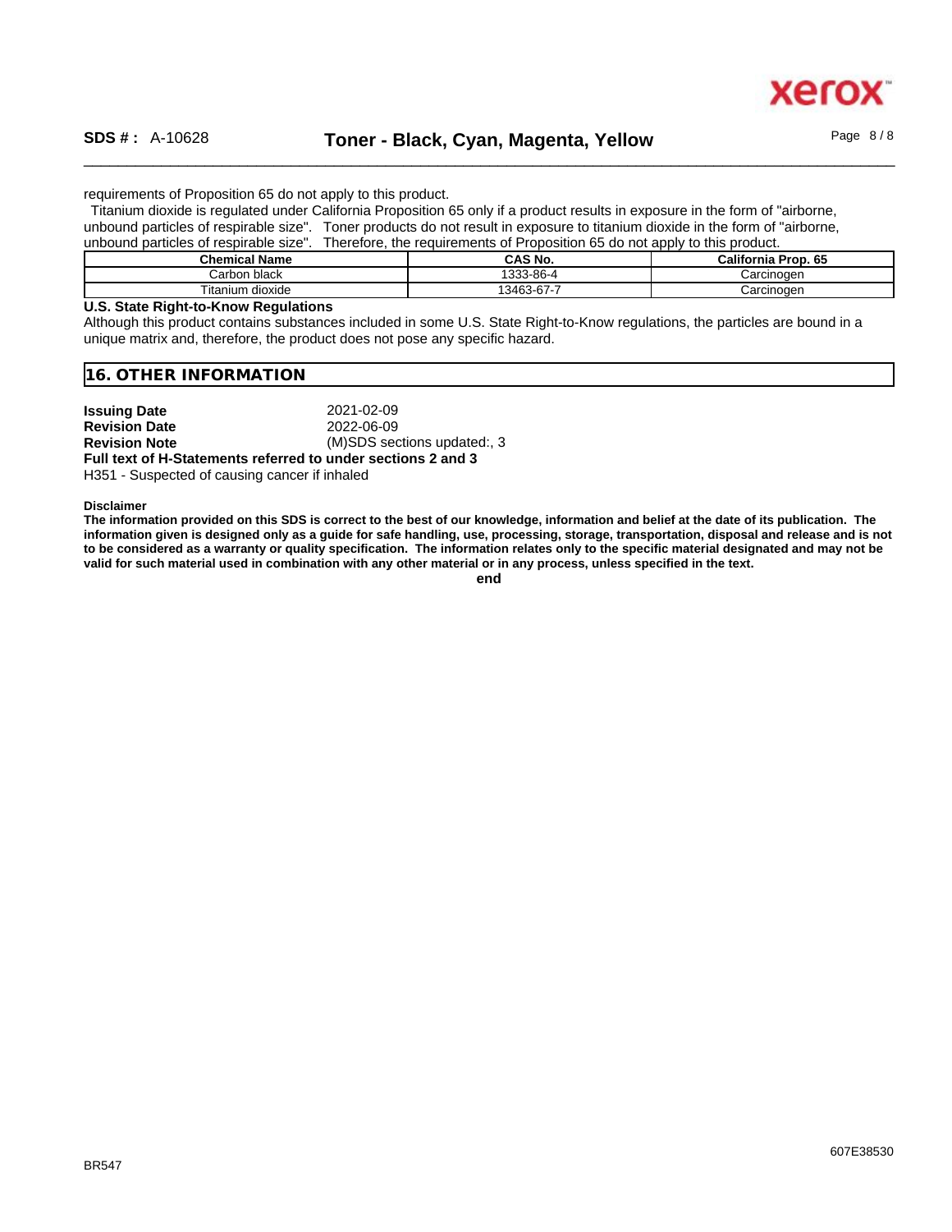requirements of Proposition 65 do not apply to this product.

Titanium dioxide is regulated under California Proposition 65 only if a product results in exposure in the form of "airborne, unbound particles of respirable size". Toner products do not result in exposure to titanium dioxide in the form of "airborne, unbound particles of respirable size". Therefore, the requirements of Proposition 65 do not apply to this product.

| Chemical Name | CAS No. | California Prop. 65 |
|---|---|---|
| Carbon black | 1333-86-4 | Carcinogen |
| Titanium dioxide | 13463-67-7 | Carcinogen |

**U.S. State Right-to-Know Regulations**

Although this product contains substances included in some U.S. State Right-to-Know regulations, the particles are bound in a unique matrix and, therefore, the product does not pose any specific hazard.

## 16. OTHER INFORMATION

**Issuing Date** 2021-02-09
**Revision Date** 2022-06-09
**Revision Note** (M)SDS sections updated:, 3

**Full text of H-Statements referred to under sections 2 and 3**

H351 - Suspected of causing cancer if inhaled

**Disclaimer**

**The information provided on this SDS is correct to the best of our knowledge, information and belief at the date of its publication. The information given is designed only as a guide for safe handling, use, processing, storage, transportation, disposal and release and is not to be considered as a warranty or quality specification. The information relates only to the specific material designated and may not be valid for such material used in combination with any other material or in any process, unless specified in the text.**

**end**